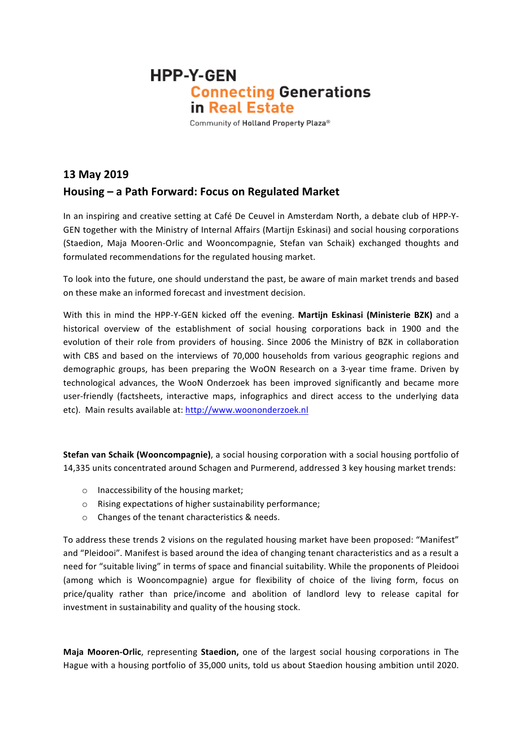HPP-Y-GEN

Connecting Generations in Real Estate

Community of Holland Property Plaza®

## 13 May 2019

## Housing – a Path Forward: Focus on Regulated Market

In an inspiring and creative setting at Café De Ceuvel in Amsterdam North, a debate club of HPP-Y-GEN together with the Ministry of Internal Affairs (Martijn Eskinasi) and social housing corporations (Staedion, Maja Mooren-Orlic and Wooncompagnie, Stefan van Schaik) exchanged thoughts and formulated recommendations for the regulated housing market.

To look into the future, one should understand the past, be aware of main market trends and based on these make an informed forecast and investment decision.

With this in mind the HPP-Y-GEN kicked off the evening. **Martijn Eskinasi (Ministerie BZK)** and a historical overview of the establishment of social housing corporations back in 1900 and the evolution of their role from providers of housing. Since 2006 the Ministry of BZK in collaboration with CBS and based on the interviews of 70,000 households from various geographic regions and demographic groups, has been preparing the WoON Research on a 3-year time frame. Driven by technological advances, the WooN Onderzoek has been improved significantly and became more user-friendly (factsheets, interactive maps, infographics and direct access to the underlying data etc). Main results available at: [http://www.woononderzoek.nl](http://www.woononderzoek.nl)

**Stefan van Schaik (Wooncompagnie)**, a social housing corporation with a social housing portfolio of 14,335 units concentrated around Schagen and Purmerend, addressed 3 key housing market trends:

- Inaccessibility of the housing market;
- Rising expectations of higher sustainability performance;
- Changes of the tenant characteristics & needs.

To address these trends 2 visions on the regulated housing market have been proposed: "Manifest" and "Pleidooi". Manifest is based around the idea of changing tenant characteristics and as a result a need for "suitable living" in terms of space and financial suitability. While the proponents of Pleidooi (among which is Wooncompagnie) argue for flexibility of choice of the living form, focus on price/quality rather than price/income and abolition of landlord levy to release capital for investment in sustainability and quality of the housing stock.

**Maja Mooren-Orlic**, representing **Staedion,** one of the largest social housing corporations in The Hague with a housing portfolio of 35,000 units, told us about Staedion housing ambition until 2020.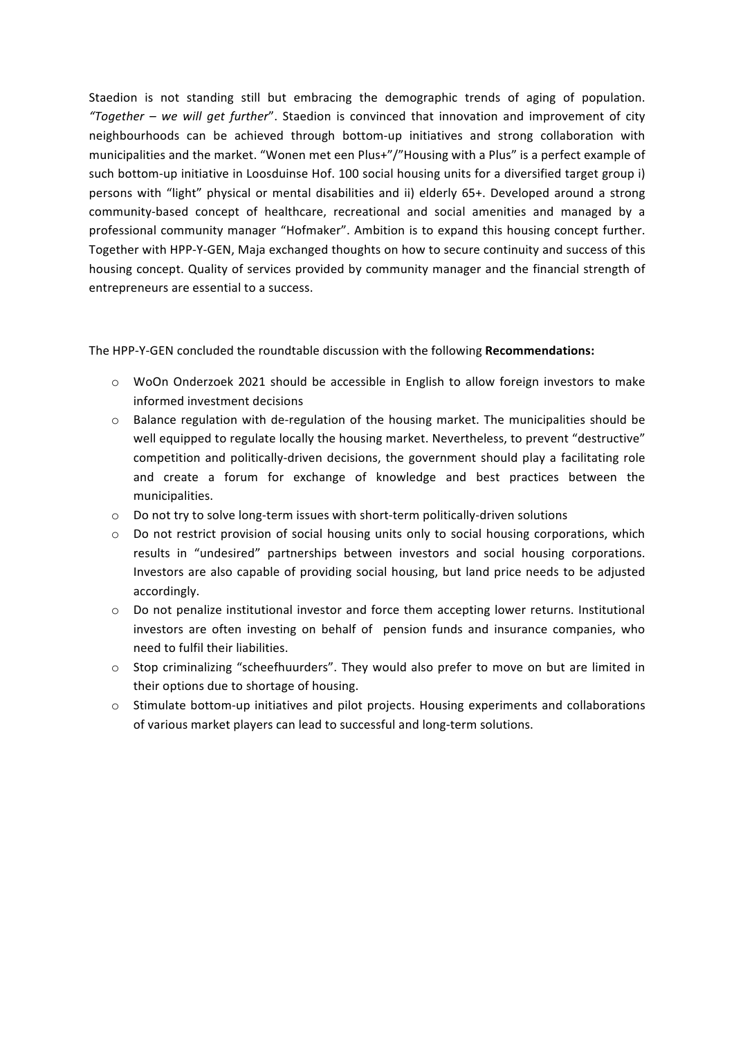Staedion is not standing still but embracing the demographic trends of aging of population. *"Together – we will get further*". Staedion is convinced that innovation and improvement of city neighbourhoods can be achieved through bottom-up initiatives and strong collaboration with municipalities and the market. "Wonen met een Plus+"/"Housing with a Plus" is a perfect example of such bottom-up initiative in Loosduinse Hof. 100 social housing units for a diversified target group i) persons with "light" physical or mental disabilities and ii) elderly 65+. Developed around a strong community-based concept of healthcare, recreational and social amenities and managed by a professional community manager "Hofmaker". Ambition is to expand this housing concept further. Together with HPP-Y-GEN, Maja exchanged thoughts on how to secure continuity and success of this housing concept. Quality of services provided by community manager and the financial strength of entrepreneurs are essential to a success.

The HPP-Y-GEN concluded the roundtable discussion with the following **Recommendations:**

- WoOn Onderzoek 2021 should be accessible in English to allow foreign investors to make informed investment decisions
- Balance regulation with de-regulation of the housing market. The municipalities should be well equipped to regulate locally the housing market. Nevertheless, to prevent "destructive" competition and politically-driven decisions, the government should play a facilitating role and create a forum for exchange of knowledge and best practices between the municipalities.
- Do not try to solve long-term issues with short-term politically-driven solutions
- Do not restrict provision of social housing units only to social housing corporations, which results in "undesired" partnerships between investors and social housing corporations. Investors are also capable of providing social housing, but land price needs to be adjusted accordingly.
- Do not penalize institutional investor and force them accepting lower returns. Institutional investors are often investing on behalf of pension funds and insurance companies, who need to fulfil their liabilities.
- Stop criminalizing "scheefhuurders". They would also prefer to move on but are limited in their options due to shortage of housing.
- Stimulate bottom-up initiatives and pilot projects. Housing experiments and collaborations of various market players can lead to successful and long-term solutions.